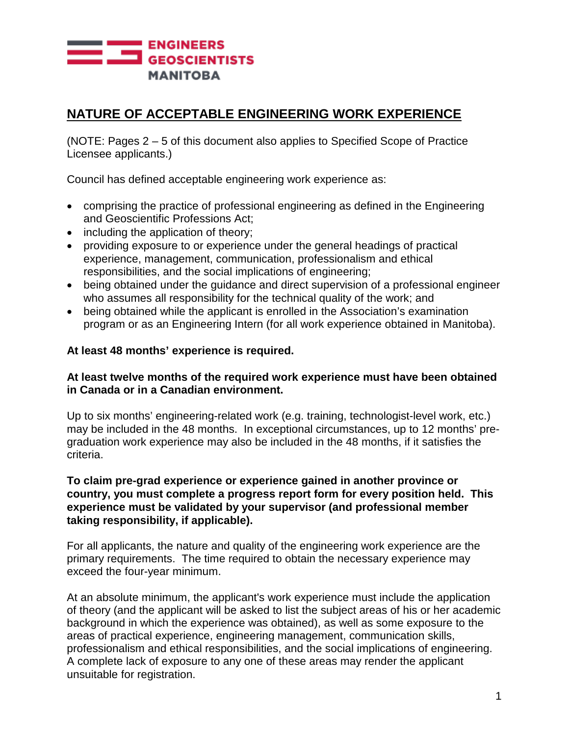# NATURE OF ACCEPTABLE ENGINEERING WORK EXPERIENCE

(NOTE: Pages 2 – 5 of this document also applies to Specified Scope of Practice Licensee applicants.)

Council has defined acceptable engineering work experience as:

- comprising the practice of professional engineering as defined in the Engineering and Geoscientific Professions Act;
- including the application of theory;
- providing exposure to or experience under the general headings of practical experience, management, communication, professionalism and ethical responsibilities, and the social implications of engineering;
- being obtained under the guidance and direct supervision of a professional engineer who assumes all responsibility for the technical quality of the work; and
- being obtained while the applicant is enrolled in the Association's examination program or as an Engineering Intern (for all work experience obtained in Manitoba).

**At least 48 months' experience is required.**

**At least twelve months of the required work experience must have been obtained in Canada or in a Canadian environment.**

Up to six months' engineering-related work (e.g. training, technologist-level work, etc.) may be included in the 48 months. In exceptional circumstances, up to 12 months' pre-graduation work experience may also be included in the 48 months, if it satisfies the criteria.

**To claim pre-grad experience or experience gained in another province or country, you must complete a progress report form for every position held. This experience must be validated by your supervisor (and professional member taking responsibility, if applicable).**

For all applicants, the nature and quality of the engineering work experience are the primary requirements. The time required to obtain the necessary experience may exceed the four-year minimum.

At an absolute minimum, the applicant's work experience must include the application of theory (and the applicant will be asked to list the subject areas of his or her academic background in which the experience was obtained), as well as some exposure to the areas of practical experience, engineering management, communication skills, professionalism and ethical responsibilities, and the social implications of engineering. A complete lack of exposure to any one of these areas may render the applicant unsuitable for registration.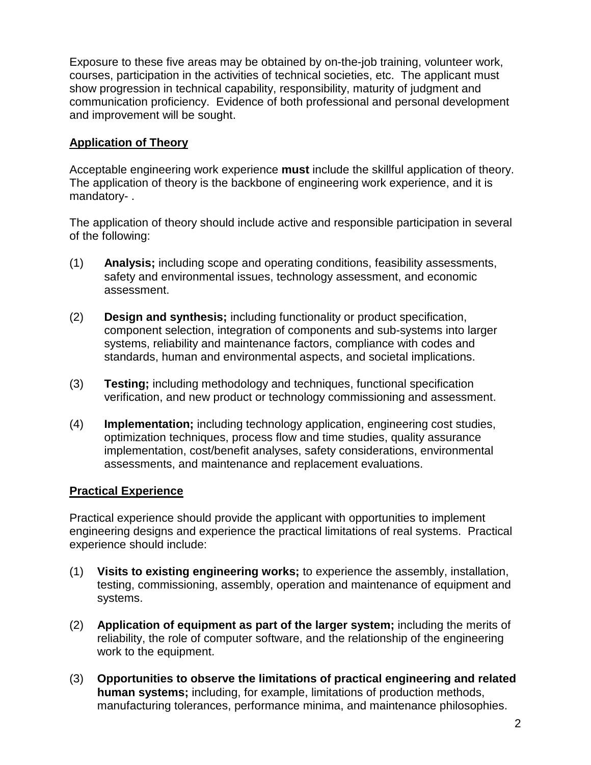Exposure to these five areas may be obtained by on-the-job training, volunteer work, courses, participation in the activities of technical societies, etc. The applicant must show progression in technical capability, responsibility, maturity of judgment and communication proficiency. Evidence of both professional and personal development and improvement will be sought.

## <u>Application of Theory</u>

Acceptable engineering work experience **must** include the skillful application of theory. The application of theory is the backbone of engineering work experience, and it is mandatory- .

The application of theory should include active and responsible participation in several of the following:

(1) **Analysis;** including scope and operating conditions, feasibility assessments, safety and environmental issues, technology assessment, and economic assessment.

(2) **Design and synthesis;** including functionality or product specification, component selection, integration of components and sub-systems into larger systems, reliability and maintenance factors, compliance with codes and standards, human and environmental aspects, and societal implications.

(3) **Testing;** including methodology and techniques, functional specification verification, and new product or technology commissioning and assessment.

(4) **Implementation;** including technology application, engineering cost studies, optimization techniques, process flow and time studies, quality assurance implementation, cost/benefit analyses, safety considerations, environmental assessments, and maintenance and replacement evaluations.

## <u>Practical Experience</u>

Practical experience should provide the applicant with opportunities to implement engineering designs and experience the practical limitations of real systems. Practical experience should include:

(1) **Visits to existing engineering works;** to experience the assembly, installation, testing, commissioning, assembly, operation and maintenance of equipment and systems.

(2) **Application of equipment as part of the larger system;** including the merits of reliability, the role of computer software, and the relationship of the engineering work to the equipment.

(3) **Opportunities to observe the limitations of practical engineering and related human systems;** including, for example, limitations of production methods, manufacturing tolerances, performance minima, and maintenance philosophies.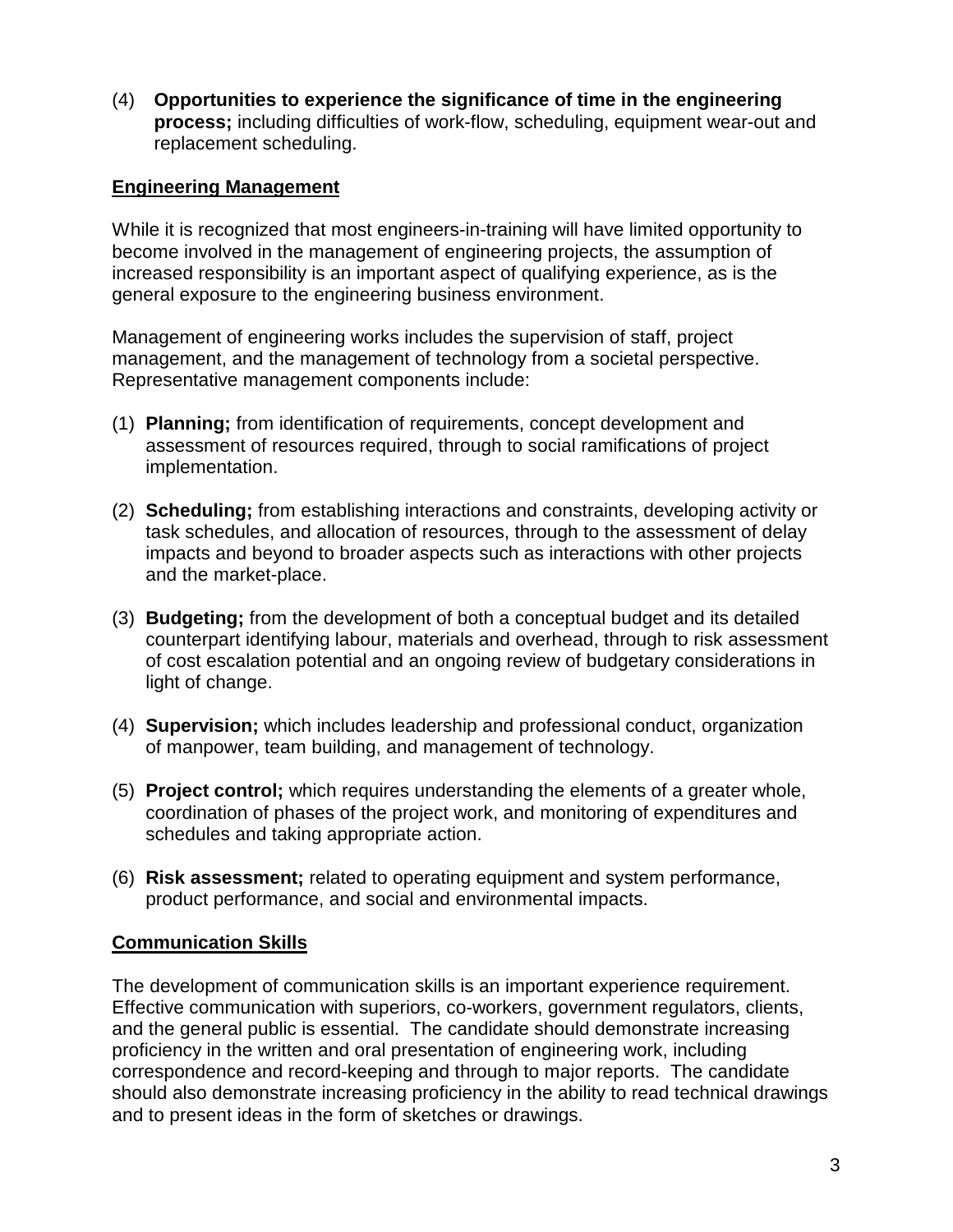(4) **Opportunities to experience the significance of time in the engineering process;** including difficulties of work-flow, scheduling, equipment wear-out and replacement scheduling.

## Engineering Management

While it is recognized that most engineers-in-training will have limited opportunity to become involved in the management of engineering projects, the assumption of increased responsibility is an important aspect of qualifying experience, as is the general exposure to the engineering business environment.

Management of engineering works includes the supervision of staff, project management, and the management of technology from a societal perspective. Representative management components include:

(1) **Planning;** from identification of requirements, concept development and assessment of resources required, through to social ramifications of project implementation.

(2) **Scheduling;** from establishing interactions and constraints, developing activity or task schedules, and allocation of resources, through to the assessment of delay impacts and beyond to broader aspects such as interactions with other projects and the market-place.

(3) **Budgeting;** from the development of both a conceptual budget and its detailed counterpart identifying labour, materials and overhead, through to risk assessment of cost escalation potential and an ongoing review of budgetary considerations in light of change.

(4) **Supervision;** which includes leadership and professional conduct, organization of manpower, team building, and management of technology.

(5) **Project control;** which requires understanding the elements of a greater whole, coordination of phases of the project work, and monitoring of expenditures and schedules and taking appropriate action.

(6) **Risk assessment;** related to operating equipment and system performance, product performance, and social and environmental impacts.

## Communication Skills

The development of communication skills is an important experience requirement. Effective communication with superiors, co-workers, government regulators, clients, and the general public is essential. The candidate should demonstrate increasing proficiency in the written and oral presentation of engineering work, including correspondence and record-keeping and through to major reports. The candidate should also demonstrate increasing proficiency in the ability to read technical drawings and to present ideas in the form of sketches or drawings.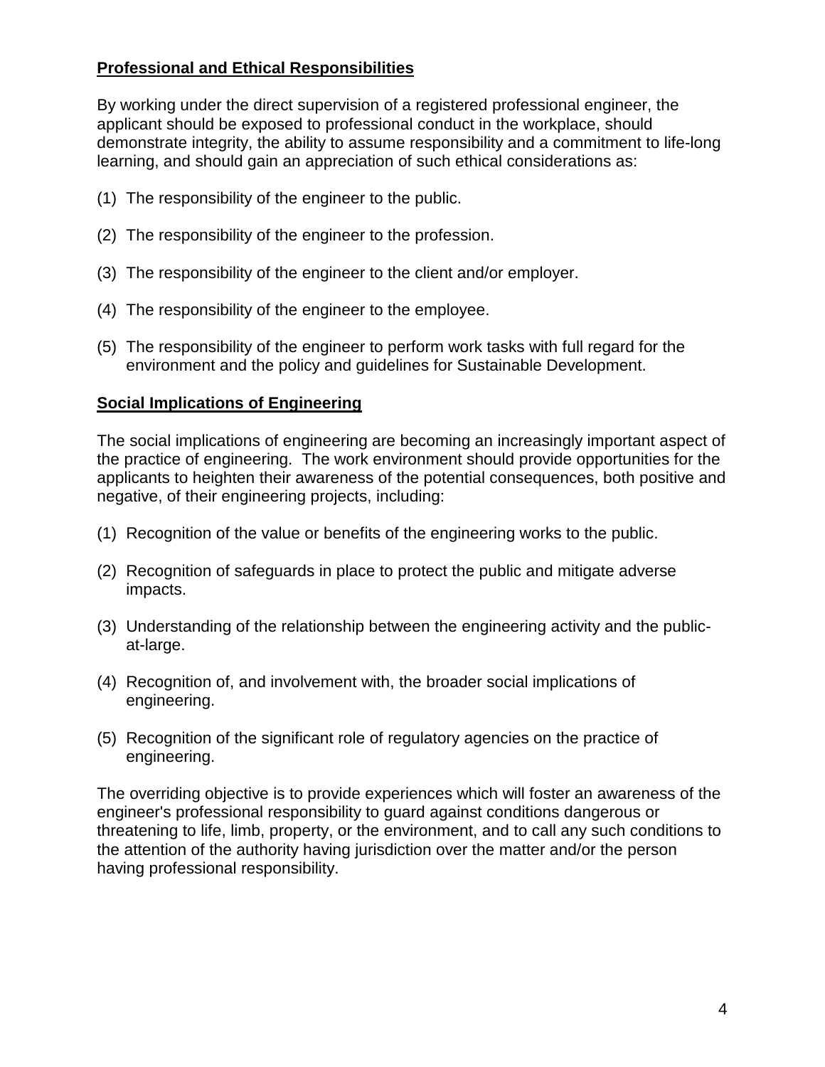## Professional and Ethical Responsibilities

By working under the direct supervision of a registered professional engineer, the applicant should be exposed to professional conduct in the workplace, should demonstrate integrity, the ability to assume responsibility and a commitment to life-long learning, and should gain an appreciation of such ethical considerations as:

(1) The responsibility of the engineer to the public.

(2) The responsibility of the engineer to the profession.

(3) The responsibility of the engineer to the client and/or employer.

(4) The responsibility of the engineer to the employee.

(5) The responsibility of the engineer to perform work tasks with full regard for the environment and the policy and guidelines for Sustainable Development.

## Social Implications of Engineering

The social implications of engineering are becoming an increasingly important aspect of the practice of engineering. The work environment should provide opportunities for the applicants to heighten their awareness of the potential consequences, both positive and negative, of their engineering projects, including:

(1) Recognition of the value or benefits of the engineering works to the public.

(2) Recognition of safeguards in place to protect the public and mitigate adverse impacts.

(3) Understanding of the relationship between the engineering activity and the public-at-large.

(4) Recognition of, and involvement with, the broader social implications of engineering.

(5) Recognition of the significant role of regulatory agencies on the practice of engineering.

The overriding objective is to provide experiences which will foster an awareness of the engineer's professional responsibility to guard against conditions dangerous or threatening to life, limb, property, or the environment, and to call any such conditions to the attention of the authority having jurisdiction over the matter and/or the person having professional responsibility.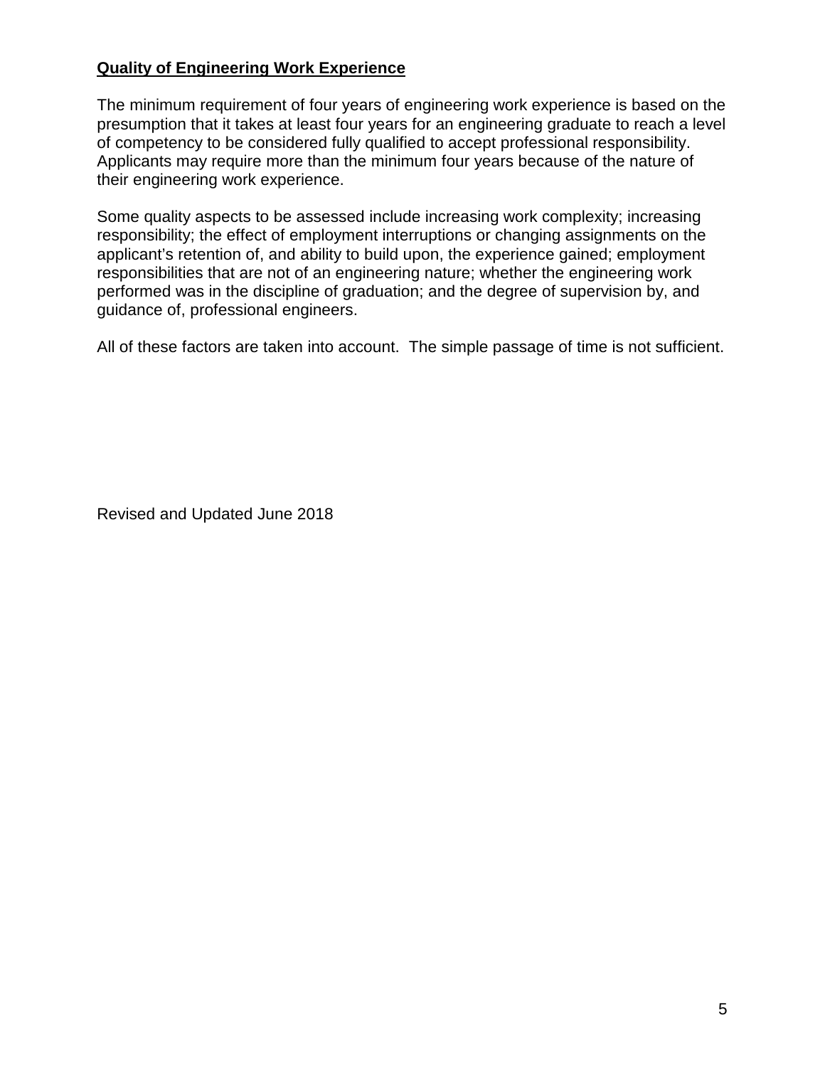**Quality of Engineering Work Experience**

The minimum requirement of four years of engineering work experience is based on the presumption that it takes at least four years for an engineering graduate to reach a level of competency to be considered fully qualified to accept professional responsibility. Applicants may require more than the minimum four years because of the nature of their engineering work experience.

Some quality aspects to be assessed include increasing work complexity; increasing responsibility; the effect of employment interruptions or changing assignments on the applicant's retention of, and ability to build upon, the experience gained; employment responsibilities that are not of an engineering nature; whether the engineering work performed was in the discipline of graduation; and the degree of supervision by, and guidance of, professional engineers.

All of these factors are taken into account. The simple passage of time is not sufficient.

Revised and Updated June 2018